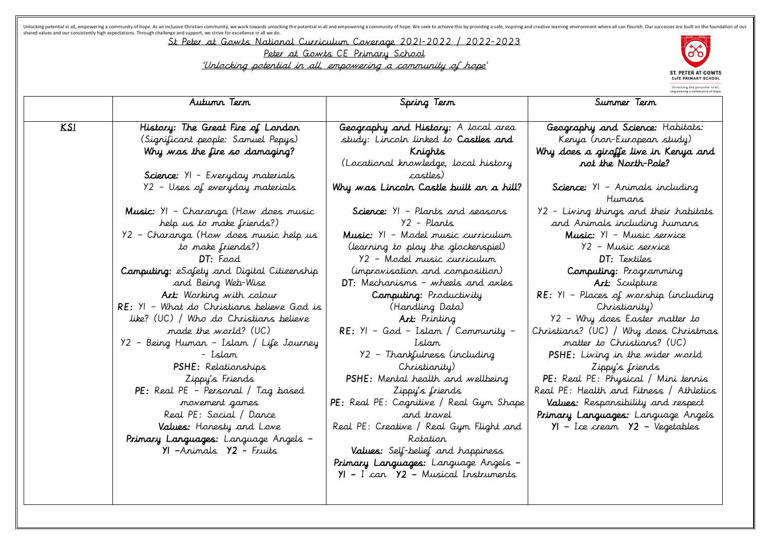Unlocking potential in all, empowering a community of hope. As an inclusive Christian community, we work towards unlocking the potential in all and empowering a community of hope. We seek to achieve this by providing a safe, inspiring and creative learning environment where all can flourish. Our successes are built on the foundation of our shared values and our consistently high expectations. Through challenge and support, we strive for excellence in all we do.

# St Peter at Gowts National Curriculum Coverage 2021-2022 / 2022-2023

## Peter at Gowts CE Primary School

## 'Unlocking potential in all, empowering a community of hope'

| | Autumn Term | Spring Term | Summer Term |
|---|---|---|---|
| KS1 | **History:** The Great Fire of London (Significant people: Samuel Pepys)<br>**Why was the fire so damaging?**<br><br>**Science:** Y1 - Everyday materials<br>Y2 – Uses of everyday materials<br><br>**Music:** Y1 – Charanga (How does music help us to make friends?)<br>Y2 – Charanga (How does music help us to make friends?)<br>**DT:** Food<br>**Computing:** eSafety and Digital Citizenship and Being Web-Wise<br>**Art:** Working with colour<br>**RE:** Y1 – What do Christians believe God is like? (UC) / Who do Christians believe made the world? (UC)<br>Y2 – Being Human – Islam / Life Journey – Islam<br>**PSHE:** Relationships<br>Zippy's Friends<br>**PE:** Real PE – Personal / Tag based movement games<br>Real PE: Social / Dance<br>**Values:** Honesty and Love<br>**Primary Languages:** Language Angels – **Y1** –Animals **Y2** – Fruits | **Geography and History:** A local area study: Lincoln linked to **Castles and Knights**<br>(Locational knowledge, local history castles)<br>**Why was Lincoln Castle built on a hill?**<br><br>**Science:** Y1 – Plants and seasons<br>Y2 - Plants<br>**Music:** Y1 – Model music curriculum (learning to play the glockenspiel)<br>Y2 – Model music curriculum (improvisation and composition)<br>**DT:** Mechanisms – wheels and axles<br>**Computing:** Productivity (Handling Data)<br>**Art:** Printing<br>**RE:** Y1 – God – Islam / Community – Islam<br>Y2 – Thankfulness (including Christianity)<br>**PSHE:** Mental health and wellbeing<br>Zippy's friends<br>**PE:** Real PE: Cognitive / Real Gym Shape and travel<br>Real PE: Creative / Real Gym Flight and Rotation<br>**Values:** Self-belief and happiness<br>**Primary Languages:** Language Angels – **Y1** – I can **Y2** – Musical Instruments | **Geography and Science:** Habitats: Kenya (non-European study)<br>**Why does a giraffe live in Kenya and not the North-Pole?**<br><br>**Science:** Y1 – Animals including Humans<br>Y2 – Living things and their habitats and Animals including humans<br>**Music:** Y1 – Music service<br>Y2 – Music service<br>**DT:** Textiles<br>**Computing:** Programming<br>**Art:** Sculpture<br>**RE:** Y1 – Places of worship (including Christianity)<br>Y2 – Why does Easter matter to Christians? (UC) / Why does Christmas matter to Christians? (UC)<br>**PSHE:** Living in the wider world<br>Zippy's friends<br>**PE:** Real PE: Physical / Mini tennis<br>Real PE: Health and Fitness / Athletics<br>**Values:** Responsibility and respect<br>**Primary Languages:** Language Angels<br>**Y1** – Ice cream **Y2** – Vegetables |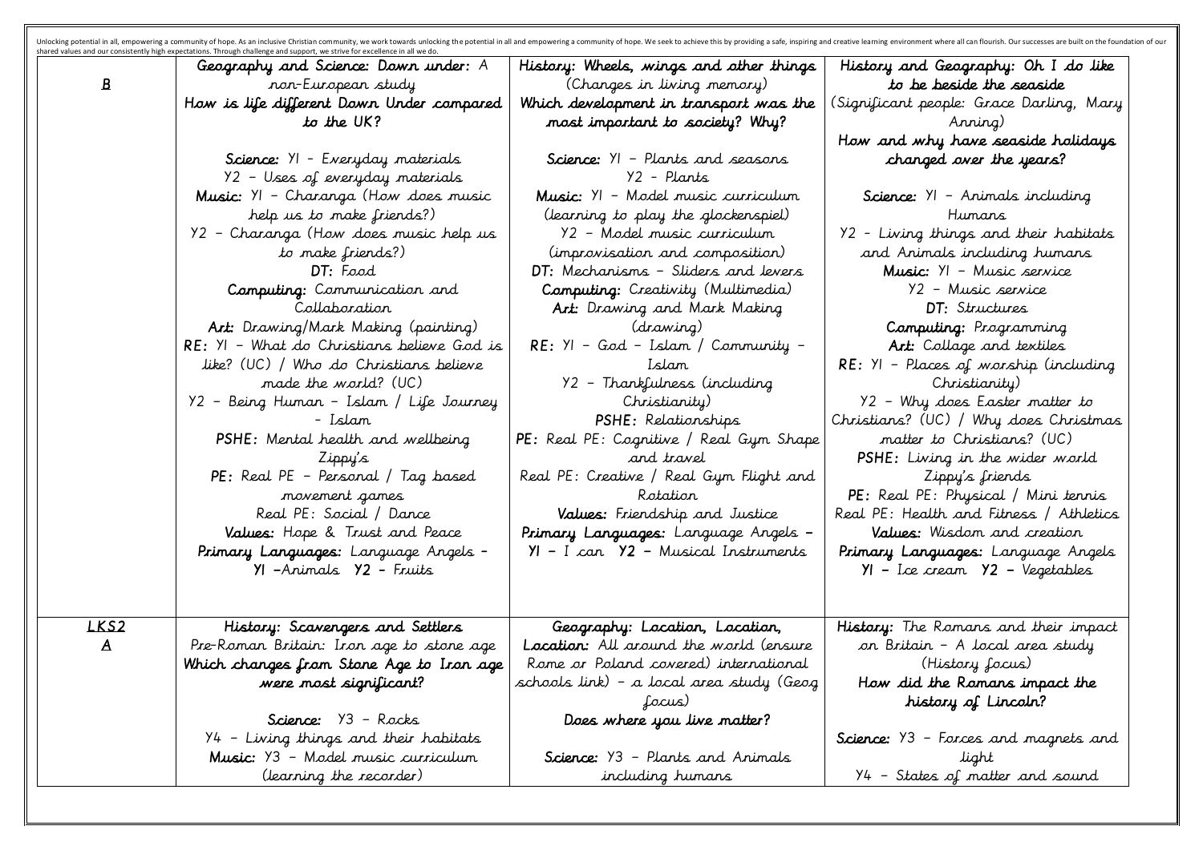Unlocking potential in all, empowering a community of hope. As an inclusive Christian community, we work towards unlocking the potential in all and empowering a community of hope. We seek to achieve this by providing a safe, inspiring and creative learning environment where all can flourish. Our successes are built on the foundation of our shared values and our consistently high expectations. Through challenge and support, we strive for excellence in all we do.

| | | | |
|---|---|---|---|
| **B** | **Geography and Science: Down under:** A non-European study<br>**How is life different Down Under compared to the UK?**<br><br>**Science:** Y1 – Everyday materials<br>Y2 – Uses of everyday materials<br>**Music:** Y1 – Charanga (How does music help us to make friends?)<br>Y2 – Charanga (How does music help us to make friends?)<br>**DT:** Food<br>**Computing:** Communication and Collaboration<br>**Art:** Drawing/Mark Making (painting)<br>**RE:** Y1 – What do Christians believe God is like? (UC) / Who do Christians believe made the world? (UC)<br>Y2 – Being Human – Islam / Life Journey – Islam<br>**PSHE:** Mental health and wellbeing Zippy's<br>**PE:** Real PE – Personal / Tag based movement games<br>Real PE: Social / Dance<br>**Values:** Hope & Trust and Peace<br>**Primary Languages:** Language Angels – Y1 –Animals **Y2** – Fruits | **History: Wheels, wings and other things** (Changes in living memory)<br>**Which development in transport was the most important to society? Why?**<br><br>**Science:** Y1 – Plants and seasons<br>Y2 – Plants<br>**Music:** Y1 – Model music curriculum (learning to play the glockenspiel)<br>Y2 – Model music curriculum (improvisation and composition)<br>**DT:** Mechanisms – Sliders and levers<br>**Computing:** Creativity (Multimedia)<br>**Art:** Drawing and Mark Making (drawing)<br>**RE:** Y1 – God – Islam / Community – Islam<br>Y2 – Thankfulness (including Christianity)<br>**PSHE:** Relationships<br>**PE:** Real PE: Cognitive / Real Gym Shape and travel<br>Real PE: Creative / Real Gym Flight and Rotation<br>**Values:** Friendship and Justice<br>**Primary Languages:** Language Angels – **Y1** – I can **Y2** – Musical Instruments | **History and Geography: Oh I do like to be beside the seaside**<br>(Significant people: Grace Darling, Mary Anning)<br>**How and why have seaside holidays changed over the years?**<br><br>**Science:** Y1 – Animals including Humans<br>Y2 – Living things and their habitats and Animals including humans<br>**Music:** Y1 – Music service<br>Y2 – Music service<br>**DT:** Structures<br>**Computing:** Programming<br>**Art:** Collage and textiles<br>**RE:** Y1 – Places of worship (including Christianity)<br>Y2 – Why does Easter matter to Christians? (UC) / Why does Christmas matter to Christians? (UC)<br>**PSHE:** Living in the wider world Zippy's friends<br>**PE:** Real PE: Physical / Mini tennis<br>Real PE: Health and Fitness / Athletics<br>**Values:** Wisdom and creation<br>**Primary Languages:** Language Angels **Y1** – Ice cream **Y2** – Vegetables |
| **LKS2 A** | **History: Scavengers and Settlers**<br>Pre-Roman Britain: Iron age to stone age<br>**Which changes from Stone Age to Iron age were most significant?**<br><br>**Science:** Y3 – Rocks<br>Y4 – Living things and their habitats<br>**Music:** Y3 – Model music curriculum (learning the recorder) | **Geography: Location, Location, Location:** All around the world (ensure Rome or Poland covered) international schools link) – a local area study (Geog focus)<br>**Does where you live matter?**<br><br>**Science:** Y3 – Plants and Animals including humans | **History:** The Romans and their impact on Britain – A local area study (History focus)<br>**How did the Romans impact the history of Lincoln?**<br><br>**Science:** Y3 – Forces and magnets and light<br>Y4 – States of matter and sound |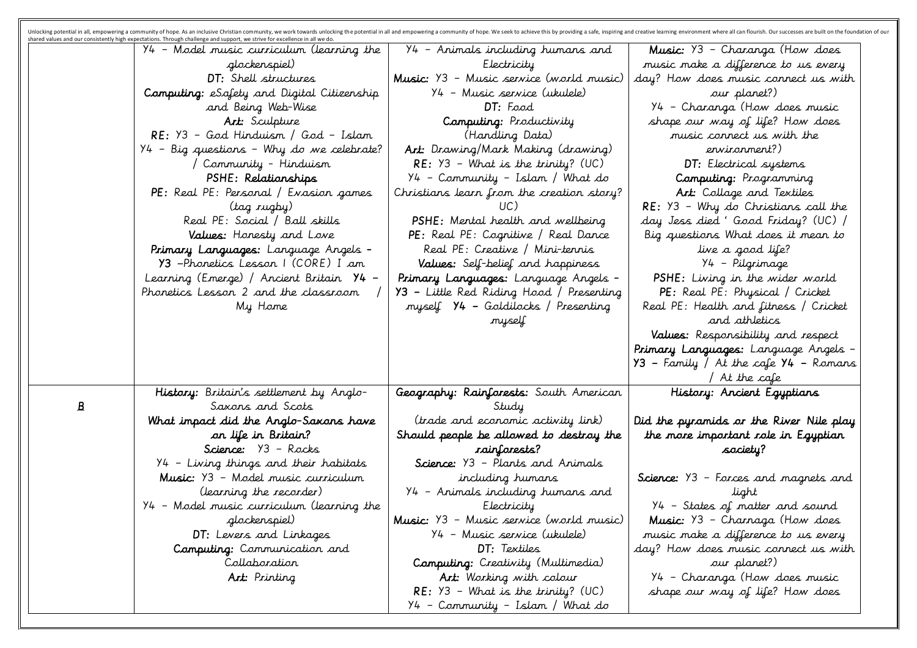Unlocking potential in all, empowering a community of hope. As an inclusive Christian community, we work towards unlocking the potential in all and empowering a community of hope. We seek to achieve this by providing a safe, inspiring and creative learning environment where all can flourish. Our successes are built on the foundation of our shared values and our consistently high expectations. Through challenge and support, we strive for excellence in all we do.

| | | | |
|---|---|---|---|
| | Y4 – Model music curriculum (learning the glockenspiel)<br>**DT:** Shell structures<br>**Computing:** eSafety and Digital Citizenship and Being Web-Wise<br>**Art:** Sculpture<br>**RE:** Y3 – God Hinduism / God – Islam<br>Y4 – Big questions – Why do we celebrate? / Community - Hinduism<br>**PSHE: Relationships**<br>**PE:** Real PE: Personal / Evasion games (tag rugby)<br>Real PE: Social / Ball skills<br>**Values:** Honesty and Love<br>**Primary Languages:** Language Angels – **Y3** –Phonetics Lesson 1 (CORE) I am Learning (Emerge) / Ancient Britain **Y4** – Phonetics Lesson 2 and the classroom / My Home | Y4 – Animals including humans and Electricity<br>**Music:** Y3 – Music service (world music)<br>Y4 – Music service (ukulele)<br>**DT:** Food<br>**Computing:** Productivity (Handling Data)<br>**Art:** Drawing/Mark Making (drawing)<br>**RE:** Y3 – What is the trinity? (UC)<br>Y4 – Community – Islam / What do Christians learn from the creation story? UC)<br>**PSHE:** Mental health and wellbeing<br>**PE:** Real PE: Cognitive / Real Dance<br>Real PE: Creative / Mini-tennis<br>**Values:** Self-belief and happiness<br>**Primary Languages:** Language Angels – **Y3** – Little Red Riding Hood / Presenting myself **Y4** – Goldilocks / Presenting myself | **Music:** Y3 – Charanga (How does music make a difference to us every day? How does music connect us with our planet?)<br>Y4 – Charanga (How does music shape our way of life? How does music connect us with the environment?)<br>**DT:** Electrical systems<br>**Computing:** Programming<br>**Art:** Collage and Textiles<br>**RE:** Y3 – Why do Christians call the day Jess died ' Good Friday? (UC) / Big questions What does it mean to live a good life?<br>Y4 – Pilgrimage<br>**PSHE:** Living in the wider world<br>**PE:** Real PE: Physical / Cricket<br>Real PE: Health and fitness / Cricket and athletics<br>**Values:** Responsibility and respect<br>**Primary Languages:** Language Angels – **Y3** – Family / At the cafe **Y4** – Romans / At the cafe |
| **B** | **History:** Britain's settlement by Anglo-Saxons and Scots<br>**What impact did the Anglo-Saxons have on life in Britain?**<br>**Science:** Y3 – Rocks<br>Y4 – Living things and their habitats<br>**Music:** Y3 – Model music curriculum (learning the recorder)<br>Y4 – Model music curriculum (learning the glockenspiel)<br>**DT:** Levers and Linkages<br>**Computing:** Communication and Collaboration<br>**Art:** Printing | **Geography: Rainforests:** South American Study<br>(trade and economic activity link)<br>**Should people be allowed to destroy the rainforests?**<br>**Science:** Y3 – Plants and Animals including humans<br>Y4 – Animals including humans and Electricity<br>**Music:** Y3 – Music service (world music)<br>Y4 – Music service (ukulele)<br>**DT:** Textiles<br>**Computing:** Creativity (Multimedia)<br>**Art:** Working with colour<br>**RE:** Y3 – What is the trinity? (UC)<br>Y4 – Community – Islam / What do | **History: Ancient Egyptians**<br>**Did the pyramids or the River Nile play the more important role in Egyptian society?**<br>**Science:** Y3 – Forces and magnets and light<br>Y4 – States of matter and sound<br>**Music:** Y3 – Charnaga (How does music make a difference to us every day? How does music connect us with our planet?)<br>Y4 – Charanga (How does music shape our way of life? How does |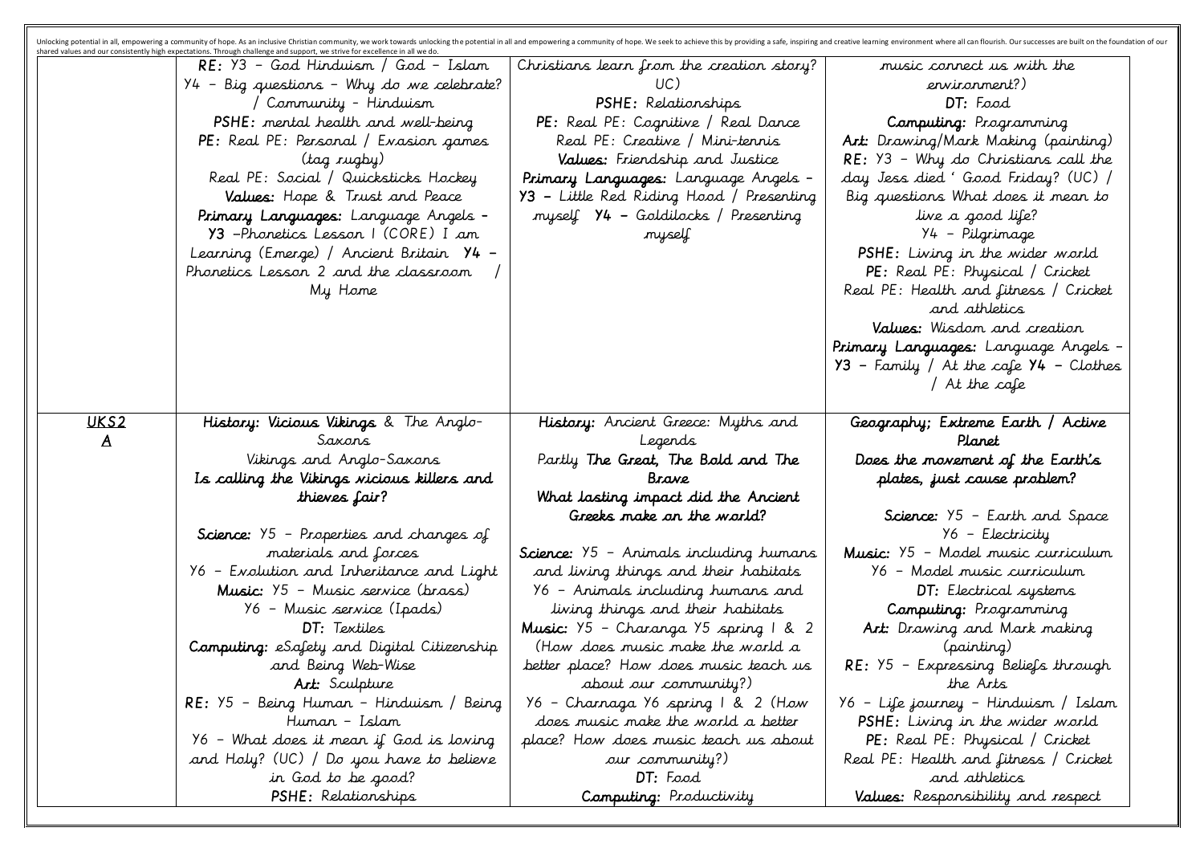Unlocking potential in all, empowering a community of hope. As an inclusive Christian community, we work towards unlocking the potential in all and empowering a community of hope. We seek to achieve this by providing a safe, inspiring and creative learning environment where all can flourish. Our successes are built on the foundation of our shared values and our consistently high expectations. Through challenge and support, we strive for excellence in all we do.

| | | | |
|---|---|---|---|
| | **RE:** Y3 – God Hinduism / God – Islam<br>Y4 – Big questions – Why do we celebrate? / Community - Hinduism<br>**PSHE:** mental health and well-being<br>**PE:** Real PE: Personal / Evasion games (tag rugby)<br>Real PE: Social / Quicksticks Hockey<br>**Values:** Hope & Trust and Peace<br>**Primary Languages:** Language Angels – **Y3** –Phonetics Lesson 1 (CORE) I am Learning (Emerge) / Ancient Britain **Y4** – Phonetics Lesson 2 and the classroom / My Home | Christians learn from the creation story? UC)<br>**PSHE:** Relationships<br>**PE:** Real PE: Cognitive / Real Dance<br>Real PE: Creative / Mini-tennis<br>**Values:** Friendship and Justice<br>**Primary Languages:** Language Angels – **Y3 –** Little Red Riding Hood / Presenting myself **Y4 –** Goldilocks / Presenting myself | music connect us with the environment?)<br>**DT:** Food<br>**Computing:** Programming<br>**Art:** Drawing/Mark Making (painting)<br>**RE:** Y3 – Why do Christians call the day Jess died ' Good Friday? (UC) / Big questions What does it mean to live a good life?<br>Y4 – Pilgrimage<br>**PSHE:** Living in the wider world<br>**PE:** Real PE: Physical / Cricket<br>Real PE: Health and fitness / Cricket and athletics<br>**Values:** Wisdom and creation<br>**Primary Languages:** Language Angels – **Y3 –** Family / At the cafe **Y4 –** Clothes / At the cafe |
| <u>UKS2 A</u> | **History: Vicious Vikings** & The Anglo-Saxons<br>Vikings and Anglo-Saxons<br>**Is calling the Vikings vicious killers and thieves fair?**<br><br>**Science:** Y5 – Properties and changes of materials and forces<br>Y6 – Evolution and Inheritance and Light<br>**Music:** Y5 – Music service (brass)<br>Y6 – Music service (Ipads)<br>**DT:** Textiles<br>**Computing:** eSafety and Digital Citizenship and Being Web-Wise<br>**Art:** Sculpture<br>**RE:** Y5 – Being Human – Hinduism / Being Human - Islam<br>Y6 – What does it mean if God is loving and Holy? (UC) / Do you have to believe in God to be good?<br>**PSHE:** Relationships | **History:** Ancient Greece: Myths and Legends<br>Partly **The Great, The Bold and The Brave**<br>**What lasting impact did the Ancient Greeks make on the world?**<br><br>**Science:** Y5 – Animals including humans and living things and their habitats<br>Y6 – Animals including humans and living things and their habitats<br>**Music:** Y5 – Charanga Y5 spring 1 & 2 (How does music make the world a better place? How does music teach us about our community?)<br>Y6 – Charnaga Y6 spring 1 & 2 (How does music make the world a better place? How does music teach us about our community?)<br>**DT:** Food<br>**Computing:** Productivity | **Geography; Extreme Earth / Active Planet**<br>**Does the movement of the Earth's plates, just cause problem?**<br><br>**Science:** Y5 – Earth and Space<br>Y6 – Electricity<br>**Music:** Y5 – Model music curriculum<br>Y6 – Model music curriculum<br>**DT:** Electrical systems<br>**Computing:** Programming<br>**Art:** Drawing and Mark making (painting)<br>**RE:** Y5 – Expressing Beliefs through the Arts<br>Y6 – Life journey – Hinduism / Islam<br>**PSHE:** Living in the wider world<br>**PE:** Real PE: Physical / Cricket<br>Real PE: Health and fitness / Cricket and athletics<br>**Values:** Responsibility and respect |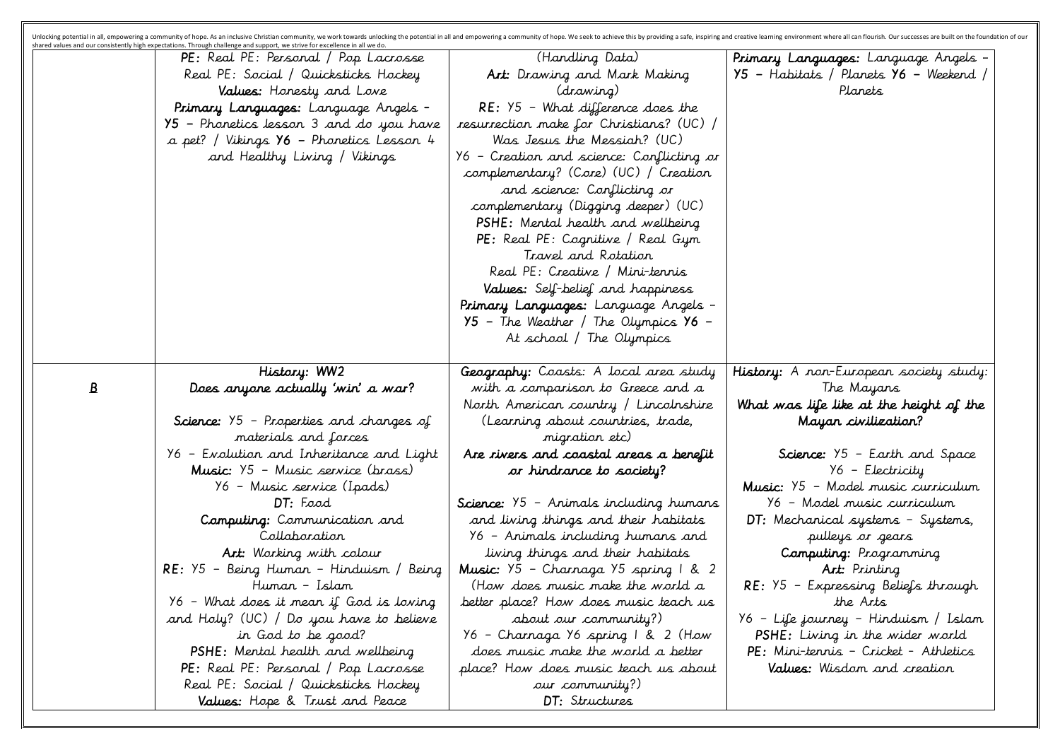Unlocking potential in all, empowering a community of hope. As an inclusive Christian community, we work towards unlocking the potential in all and empowering a community of hope. We seek to achieve this by providing a safe, inspiring and creative learning environment where all can flourish. Our successes are built on the foundation of our shared values and our consistently high expectations. Through challenge and support, we strive for excellence in all we do.

| | | | |
|---|---|---|---|
| | **PE:** Real PE: Personal / Pop Lacrosse<br>Real PE: Social / Quicksticks Hockey<br>**Values:** Honesty and Love<br>**Primary Languages:** Language Angels – **Y5 –** Phonetics lesson 3 and do you have a pet? / Vikings **Y6 –** Phonetics Lesson 4 and Healthy Living / Vikings | (Handling Data)<br>**Art:** Drawing and Mark Making (drawing)<br>**RE:** Y5 – What difference does the resurrection make for Christians? (UC) / Was Jesus the Messiah? (UC)<br>Y6 – Creation and science: Conflicting or complementary? (Core) (UC) / Creation and science: Conflicting or complementary (Digging deeper) (UC)<br>**PSHE:** Mental health and wellbeing<br>**PE:** Real PE: Cognitive / Real Gym Travel and Rotation<br>Real PE: Creative / Mini-tennis<br>**Values:** Self-belief and happiness<br>**Primary Languages:** Language Angels – **Y5 –** The Weather / The Olympics **Y6 –** At school / The Olympics | **Primary Languages:** Language Angels – **Y5 –** Habitats / Planets **Y6 –** Weekend / Planets |
| **B** | **History: WW2**<br>**Does anyone actually 'win' a war?**<br><br>**Science:** Y5 – Properties and changes of materials and forces<br>Y6 – Evolution and Inheritance and Light<br>**Music:** Y5 – Music service (brass)<br>Y6 – Music service (Ipads)<br>**DT:** Food<br>**Computing:** Communication and Collaboration<br>**Art:** Working with colour<br>**RE:** Y5 – Being Human – Hinduism / Being Human – Islam<br>Y6 – What does it mean if God is loving and Holy? (UC) / Do you have to believe in God to be good?<br>**PSHE:** Mental health and wellbeing<br>**PE:** Real PE: Personal / Pop Lacrosse<br>Real PE: Social / Quicksticks Hockey<br>**Values:** Hope & Trust and Peace | **Geography:** Coasts: A local area study with a comparison to Greece and a North American country / Lincolnshire (Learning about countries, trade, migration etc)<br>**Are rivers and coastal areas a benefit or hindrance to society?**<br><br>**Science:** Y5 – Animals including humans and living things and their habitats<br>Y6 – Animals including humans and living things and their habitats<br>**Music:** Y5 – Charnaga Y5 spring 1 & 2 (How does music make the world a better place? How does music teach us about our community?)<br>Y6 – Charnaga Y6 spring 1 & 2 (How does music make the world a better place? How does music teach us about our community?)<br>**DT:** Structures | **History:** A non-European society study: The Mayans<br>**What was life like at the height of the Mayan civilization?**<br><br>**Science:** Y5 – Earth and Space<br>Y6 – Electricity<br>**Music:** Y5 – Model music curriculum<br>Y6 – Model music curriculum<br>**DT:** Mechanical systems – Systems, pulleys or gears<br>**Computing:** Programming<br>**Art:** Printing<br>**RE:** Y5 – Expressing Beliefs through the Arts<br>Y6 – Life journey – Hinduism / Islam<br>**PSHE:** Living in the wider world<br>**PE:** Mini-tennis – Cricket – Athletics<br>**Values:** Wisdom and creation |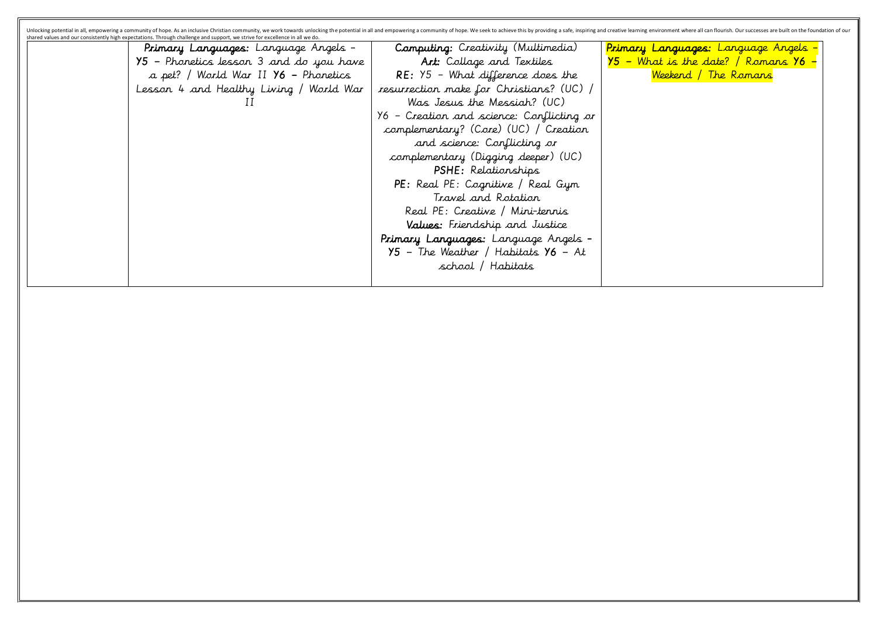Unlocking potential in all, empowering a community of hope. As an inclusive Christian community, we work towards unlocking the potential in all and empowering a community of hope. We seek to achieve this by providing a safe, inspiring and creative learning environment where all can flourish. Our successes are built on the foundation of our shared values and our consistently high expectations. Through challenge and support, we strive for excellence in all we do.

| | | | |
|---|---|---|---|
| | **Primary Languages:** Language Angels – **Y5** – Phonetics lesson 3 and do you have a pet? / World War II **Y6** – Phonetics Lesson 4 and Healthy Living / World War II | **Computing:** Creativity (Multimedia)<br>**Art:** Collage and Textiles<br>**RE:** Y5 – What difference does the resurrection make for Christians? (UC) / Was Jesus the Messiah? (UC)<br>Y6 – Creation and science: Conflicting or complementary? (Core) (UC) / Creation and science: Conflicting or complementary (Digging deeper) (UC)<br>**PSHE:** Relationships<br>**PE:** Real PE: Cognitive / Real Gym Travel and Rotation<br>Real PE: Creative / Mini-tennis<br>**Values:** Friendship and Justice<br>**Primary Languages:** Language Angels – **Y5** – The Weather / Habitats **Y6** – At school / Habitats | **Primary Languages:** Language Angels – **Y5** – What is the date? / Romans **Y6** – Weekend / The Romans |